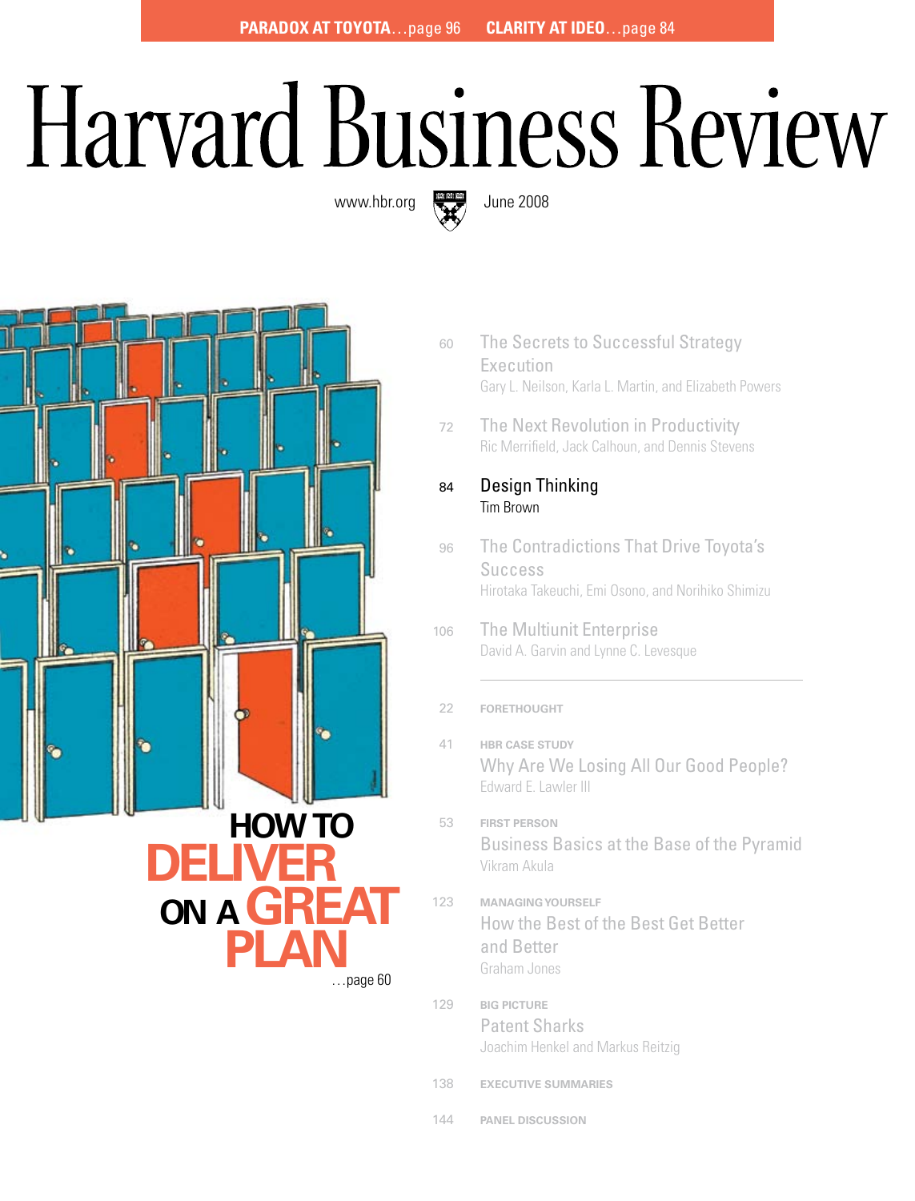**PARADOX AT TOYOTA**...page 96 **CLARITY AT IDEO**...page 84

# Harvard Business Review

www.hbr.org June 2008

**HOW TO DELIVER ON A GREAT PLAN** ...page 60

60 The Secrets to Successful Strategy Execution
Gary L. Neilson, Karla L. Martin, and Elizabeth Powers

72 The Next Revolution in Productivity
Ric Merrifield, Jack Calhoun, and Dennis Stevens

84 Design Thinking
Tim Brown

96 The Contradictions That Drive Toyota's Success
Hirotaka Takeuchi, Emi Osono, and Norihiko Shimizu

106 The Multiunit Enterprise
David A. Garvin and Lynne C. Levesque

---

22 **FORETHOUGHT**

41 **HBR CASE STUDY**
Why Are We Losing All Our Good People?
Edward E. Lawler III

53 **FIRST PERSON**
Business Basics at the Base of the Pyramid
Vikram Akula

123 **MANAGING YOURSELF**
How the Best of the Best Get Better and Better
Graham Jones

129 **BIG PICTURE**
Patent Sharks
Joachim Henkel and Markus Reitzig

138 **EXECUTIVE SUMMARIES**

144 **PANEL DISCUSSION**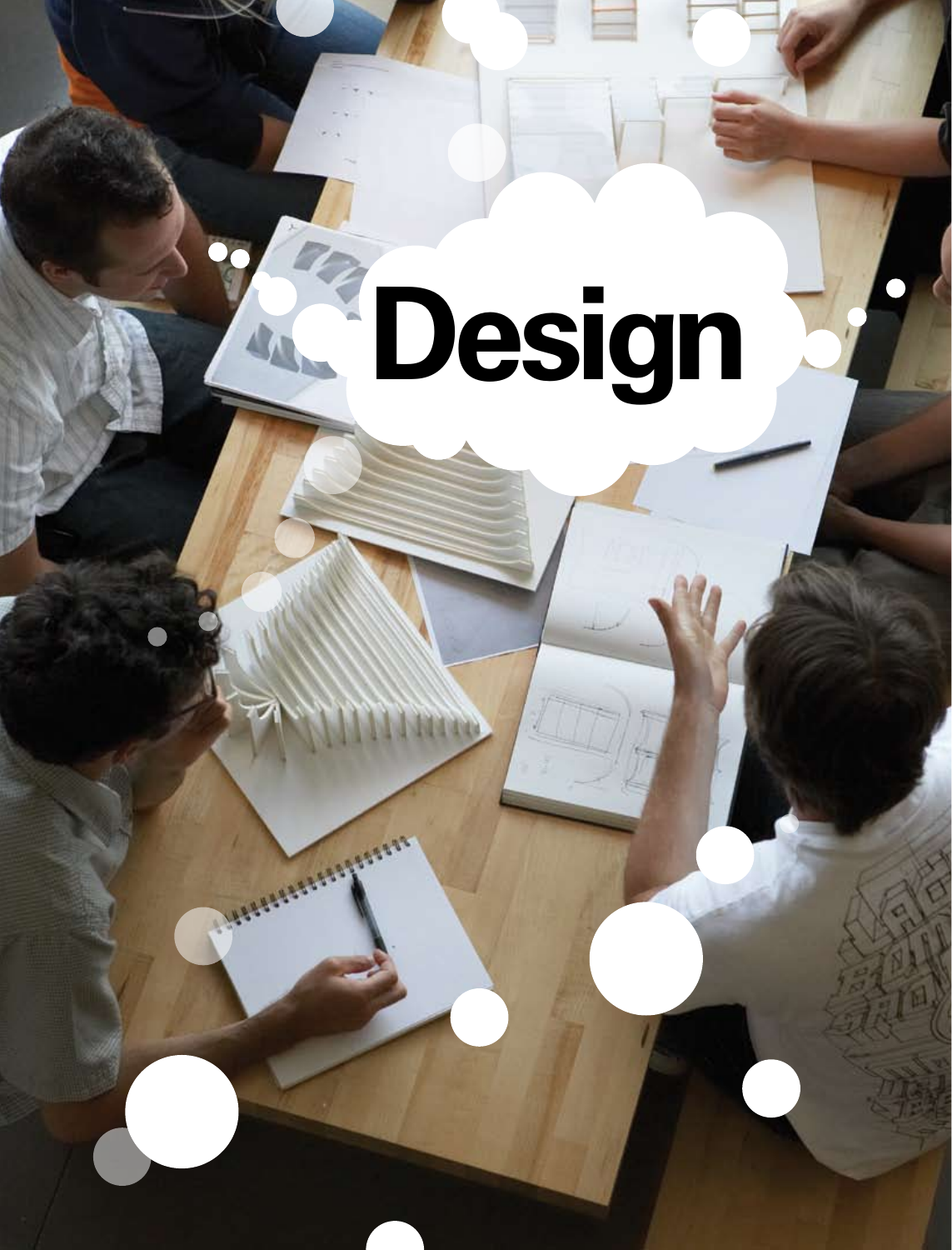# Design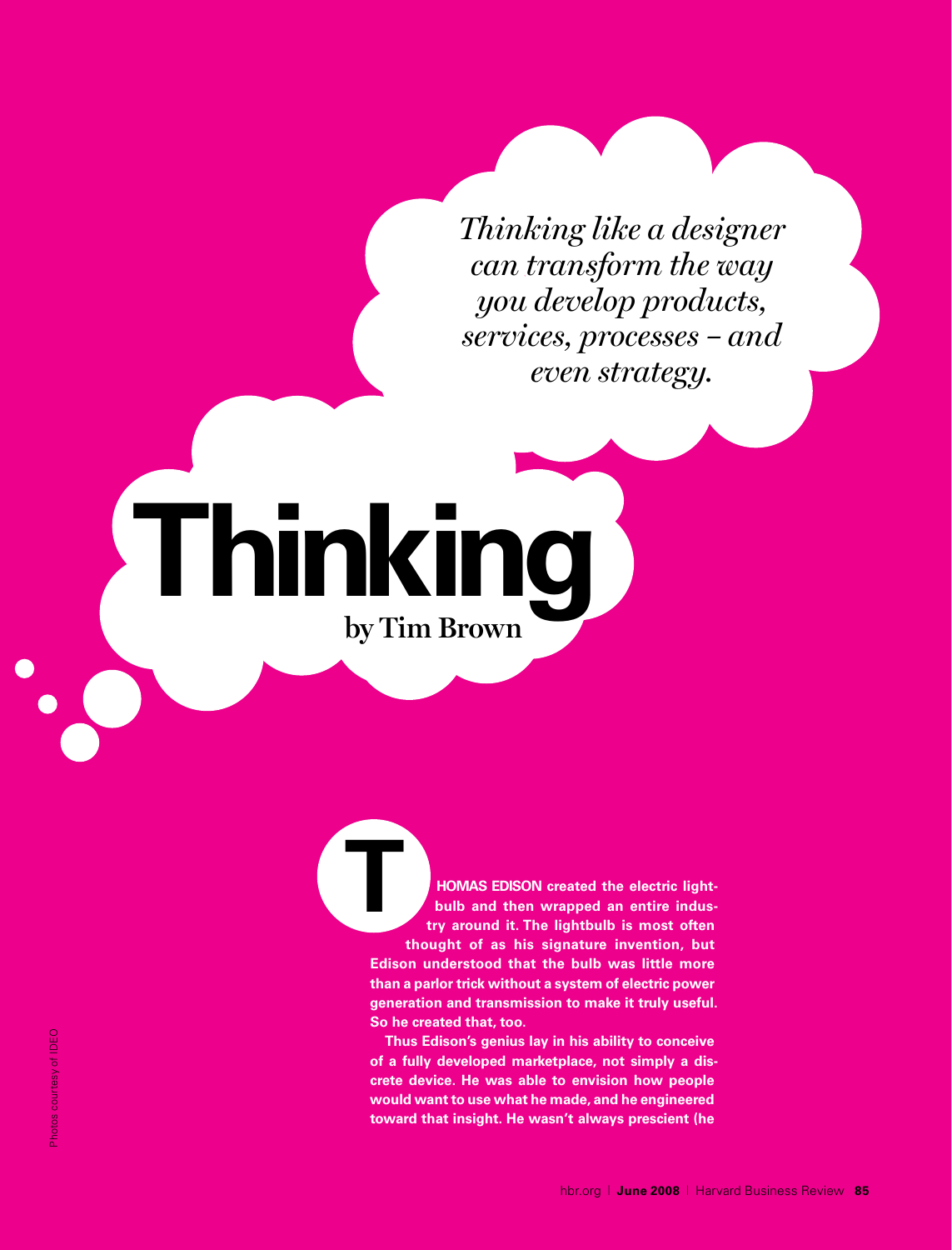*Thinking like a designer can transform the way you develop products, services, processes – and even strategy.*

# Thinking

**by Tim Brown**

**THOMAS EDISON created the electric lightbulb and then wrapped an entire industry around it. The lightbulb is most often thought of as his signature invention, but Edison understood that the bulb was little more than a parlor trick without a system of electric power generation and transmission to make it truly useful. So he created that, too.**

**Thus Edison's genius lay in his ability to conceive of a fully developed marketplace, not simply a discrete device. He was able to envision how people would want to use what he made, and he engineered toward that insight. He wasn't always prescient (he**

Photos courtesy of IDEO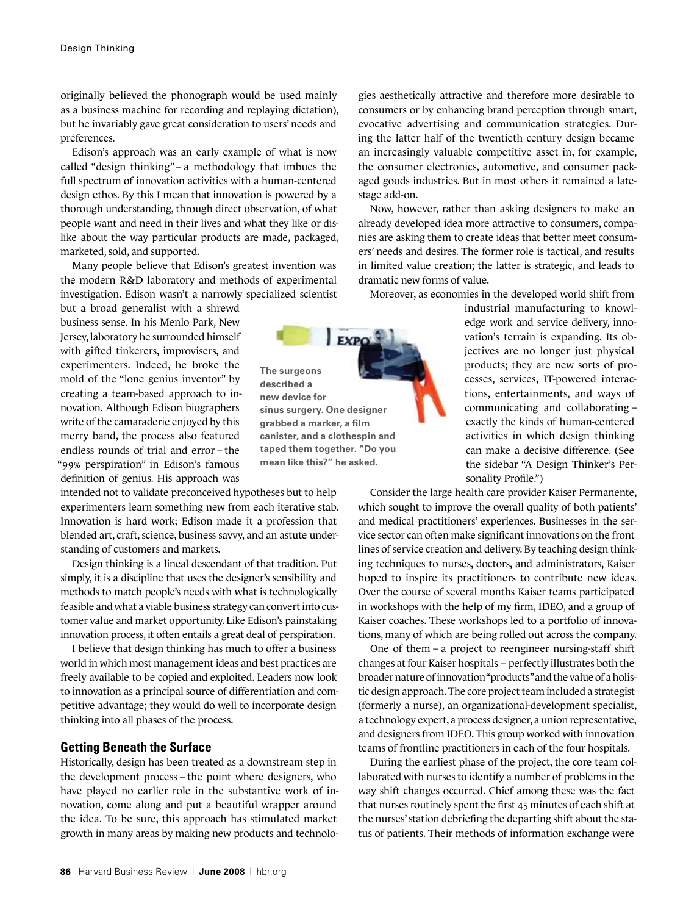originally believed the phonograph would be used mainly as a business machine for recording and replaying dictation), but he invariably gave great consideration to users' needs and preferences.

Edison's approach was an early example of what is now called "design thinking" – a methodology that imbues the full spectrum of innovation activities with a human-centered design ethos. By this I mean that innovation is powered by a thorough understanding, through direct observation, of what people want and need in their lives and what they like or dislike about the way particular products are made, packaged, marketed, sold, and supported.

Many people believe that Edison's greatest invention was the modern R&D laboratory and methods of experimental investigation. Edison wasn't a narrowly specialized scientist but a broad generalist with a shrewd business sense. In his Menlo Park, New Jersey, laboratory he surrounded himself with gifted tinkerers, improvisers, and experimenters. Indeed, he broke the mold of the "lone genius inventor" by creating a team-based approach to innovation. Although Edison biographers write of the camaraderie enjoyed by this merry band, the process also featured endless rounds of trial and error – the "99% perspiration" in Edison's famous definition of genius. His approach was intended not to validate preconceived hypotheses but to help experimenters learn something new from each iterative stab. Innovation is hard work; Edison made it a profession that blended art, craft, science, business savvy, and an astute understanding of customers and markets.

**The surgeons described a new device for sinus surgery. One designer grabbed a marker, a film canister, and a clothespin and taped them together. "Do you mean like this?" he asked.**

Design thinking is a lineal descendant of that tradition. Put simply, it is a discipline that uses the designer's sensibility and methods to match people's needs with what is technologically feasible and what a viable business strategy can convert into customer value and market opportunity. Like Edison's painstaking innovation process, it often entails a great deal of perspiration.

I believe that design thinking has much to offer a business world in which most management ideas and best practices are freely available to be copied and exploited. Leaders now look to innovation as a principal source of differentiation and competitive advantage; they would do well to incorporate design thinking into all phases of the process.

## Getting Beneath the Surface

Historically, design has been treated as a downstream step in the development process – the point where designers, who have played no earlier role in the substantive work of innovation, come along and put a beautiful wrapper around the idea. To be sure, this approach has stimulated market growth in many areas by making new products and technologies aesthetically attractive and therefore more desirable to consumers or by enhancing brand perception through smart, evocative advertising and communication strategies. During the latter half of the twentieth century design became an increasingly valuable competitive asset in, for example, the consumer electronics, automotive, and consumer packaged goods industries. But in most others it remained a late-stage add-on.

Now, however, rather than asking designers to make an already developed idea more attractive to consumers, companies are asking them to create ideas that better meet consumers' needs and desires. The former role is tactical, and results in limited value creation; the latter is strategic, and leads to dramatic new forms of value.

Moreover, as economies in the developed world shift from industrial manufacturing to knowledge work and service delivery, innovation's terrain is expanding. Its objectives are no longer just physical products; they are new sorts of processes, services, IT-powered interactions, entertainments, and ways of communicating and collaborating – exactly the kinds of human-centered activities in which design thinking can make a decisive difference. (See the sidebar "A Design Thinker's Personality Profile.")

Consider the large health care provider Kaiser Permanente, which sought to improve the overall quality of both patients' and medical practitioners' experiences. Businesses in the service sector can often make significant innovations on the front lines of service creation and delivery. By teaching design thinking techniques to nurses, doctors, and administrators, Kaiser hoped to inspire its practitioners to contribute new ideas. Over the course of several months Kaiser teams participated in workshops with the help of my firm, IDEO, and a group of Kaiser coaches. These workshops led to a portfolio of innovations, many of which are being rolled out across the company.

One of them – a project to reengineer nursing-staff shift changes at four Kaiser hospitals – perfectly illustrates both the broader nature of innovation "products" and the value of a holistic design approach. The core project team included a strategist (formerly a nurse), an organizational-development specialist, a technology expert, a process designer, a union representative, and designers from IDEO. This group worked with innovation teams of frontline practitioners in each of the four hospitals.

During the earliest phase of the project, the core team collaborated with nurses to identify a number of problems in the way shift changes occurred. Chief among these was the fact that nurses routinely spent the first 45 minutes of each shift at the nurses' station debriefing the departing shift about the status of patients. Their methods of information exchange were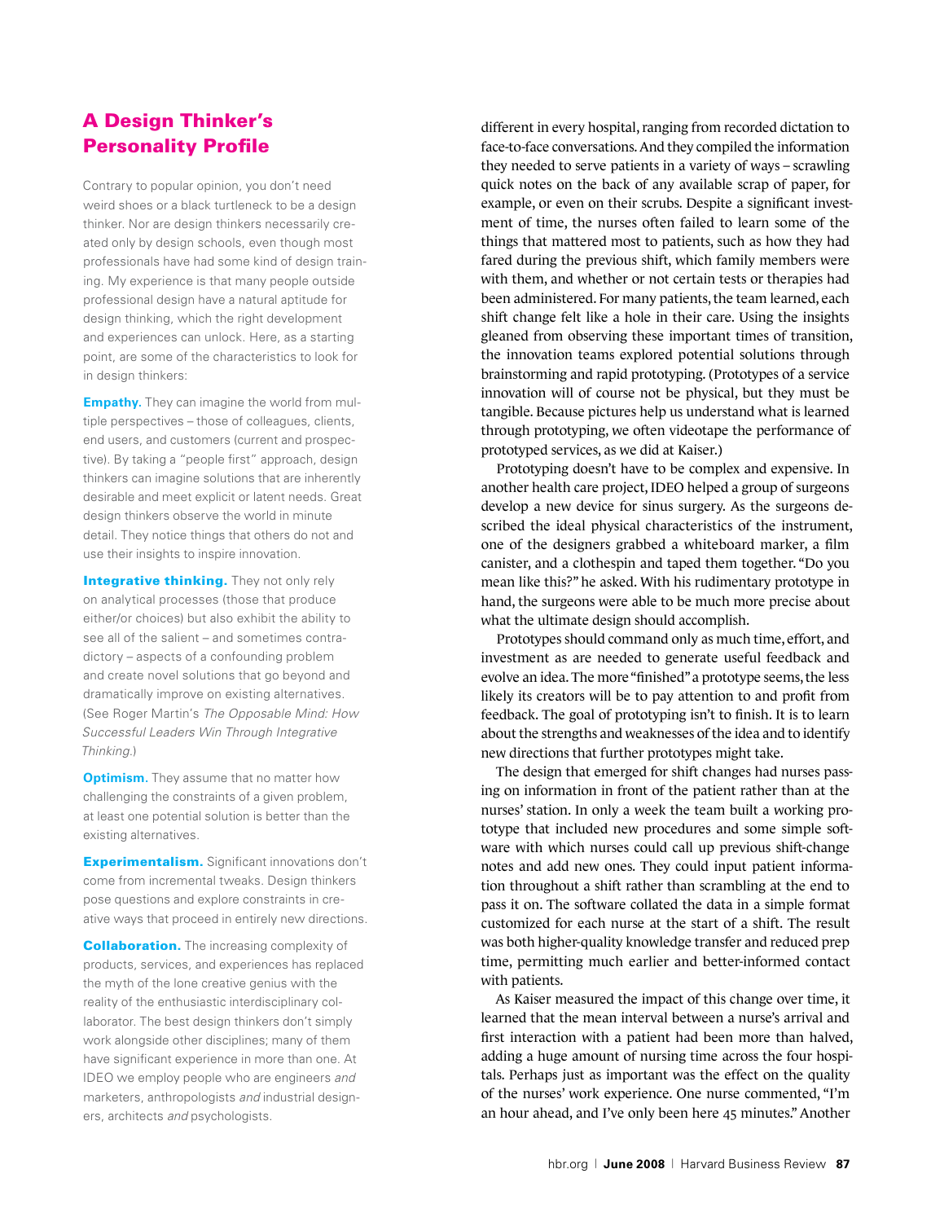## A Design Thinker's Personality Profile

Contrary to popular opinion, you don't need weird shoes or a black turtleneck to be a design thinker. Nor are design thinkers necessarily created only by design schools, even though most professionals have had some kind of design training. My experience is that many people outside professional design have a natural aptitude for design thinking, which the right development and experiences can unlock. Here, as a starting point, are some of the characteristics to look for in design thinkers:

**Empathy.** They can imagine the world from multiple perspectives – those of colleagues, clients, end users, and customers (current and prospective). By taking a "people first" approach, design thinkers can imagine solutions that are inherently desirable and meet explicit or latent needs. Great design thinkers observe the world in minute detail. They notice things that others do not and use their insights to inspire innovation.

**Integrative thinking.** They not only rely on analytical processes (those that produce either/or choices) but also exhibit the ability to see all of the salient – and sometimes contradictory – aspects of a confounding problem and create novel solutions that go beyond and dramatically improve on existing alternatives. (See Roger Martin's *The Opposable Mind: How Successful Leaders Win Through Integrative Thinking.*)

**Optimism.** They assume that no matter how challenging the constraints of a given problem, at least one potential solution is better than the existing alternatives.

**Experimentalism.** Significant innovations don't come from incremental tweaks. Design thinkers pose questions and explore constraints in creative ways that proceed in entirely new directions.

**Collaboration.** The increasing complexity of products, services, and experiences has replaced the myth of the lone creative genius with the reality of the enthusiastic interdisciplinary collaborator. The best design thinkers don't simply work alongside other disciplines; many of them have significant experience in more than one. At IDEO we employ people who are engineers *and* marketers, anthropologists *and* industrial designers, architects *and* psychologists.

different in every hospital, ranging from recorded dictation to face-to-face conversations. And they compiled the information they needed to serve patients in a variety of ways – scrawling quick notes on the back of any available scrap of paper, for example, or even on their scrubs. Despite a significant investment of time, the nurses often failed to learn some of the things that mattered most to patients, such as how they had fared during the previous shift, which family members were with them, and whether or not certain tests or therapies had been administered. For many patients, the team learned, each shift change felt like a hole in their care. Using the insights gleaned from observing these important times of transition, the innovation teams explored potential solutions through brainstorming and rapid prototyping. (Prototypes of a service innovation will of course not be physical, but they must be tangible. Because pictures help us understand what is learned through prototyping, we often videotape the performance of prototyped services, as we did at Kaiser.)

Prototyping doesn't have to be complex and expensive. In another health care project, IDEO helped a group of surgeons develop a new device for sinus surgery. As the surgeons described the ideal physical characteristics of the instrument, one of the designers grabbed a whiteboard marker, a film canister, and a clothespin and taped them together. "Do you mean like this?" he asked. With his rudimentary prototype in hand, the surgeons were able to be much more precise about what the ultimate design should accomplish.

Prototypes should command only as much time, effort, and investment as are needed to generate useful feedback and evolve an idea. The more "finished" a prototype seems, the less likely its creators will be to pay attention to and profit from feedback. The goal of prototyping isn't to finish. It is to learn about the strengths and weaknesses of the idea and to identify new directions that further prototypes might take.

The design that emerged for shift changes had nurses passing on information in front of the patient rather than at the nurses' station. In only a week the team built a working prototype that included new procedures and some simple software with which nurses could call up previous shift-change notes and add new ones. They could input patient information throughout a shift rather than scrambling at the end to pass it on. The software collated the data in a simple format customized for each nurse at the start of a shift. The result was both higher-quality knowledge transfer and reduced prep time, permitting much earlier and better-informed contact with patients.

As Kaiser measured the impact of this change over time, it learned that the mean interval between a nurse's arrival and first interaction with a patient had been more than halved, adding a huge amount of nursing time across the four hospitals. Perhaps just as important was the effect on the quality of the nurses' work experience. One nurse commented, "I'm an hour ahead, and I've only been here 45 minutes." Another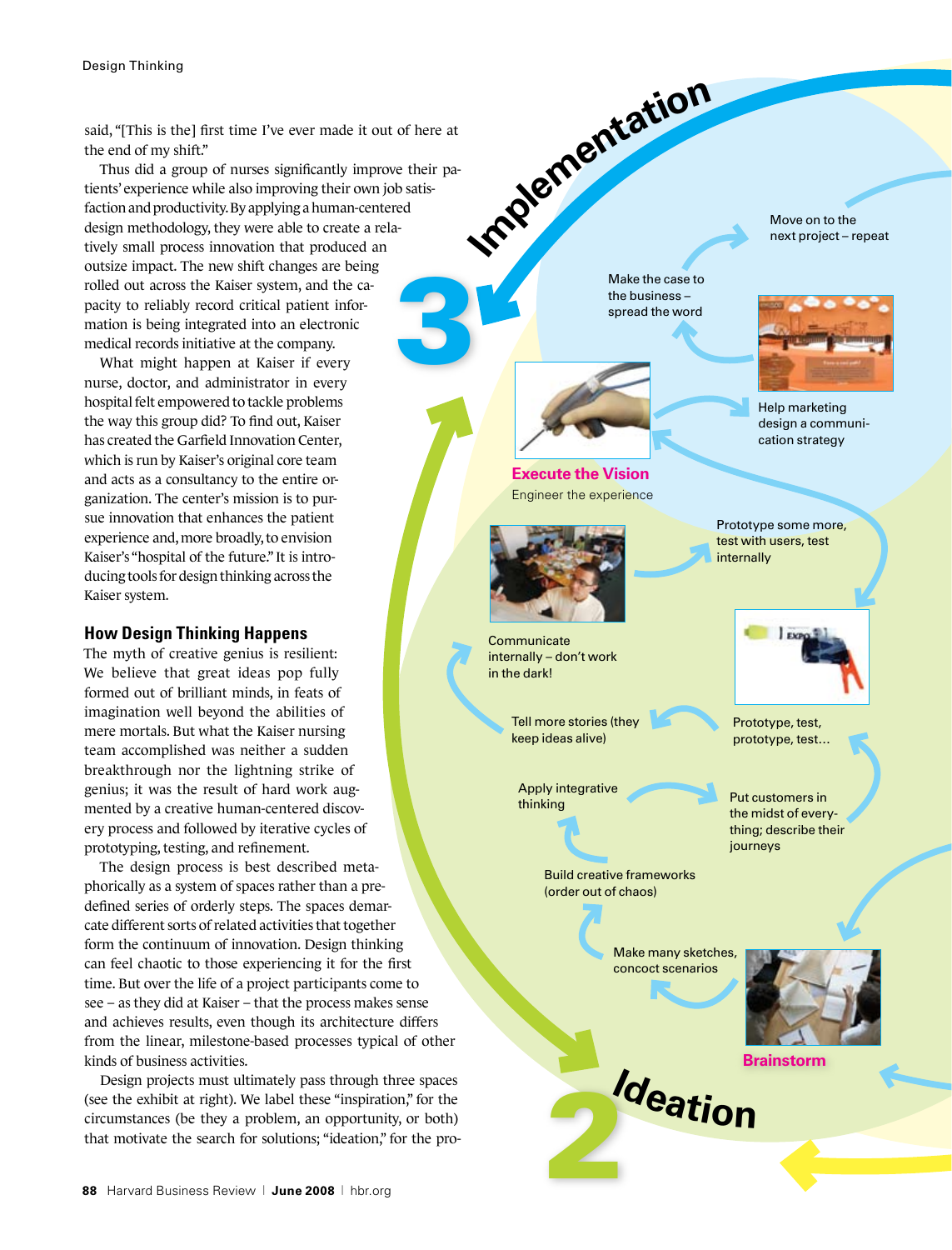said, "[This is the] first time I've ever made it out of here at the end of my shift."

Thus did a group of nurses significantly improve their patients' experience while also improving their own job satisfaction and productivity. By applying a human-centered design methodology, they were able to create a relatively small process innovation that produced an outsize impact. The new shift changes are being rolled out across the Kaiser system, and the capacity to reliably record critical patient information is being integrated into an electronic medical records initiative at the company.

What might happen at Kaiser if every nurse, doctor, and administrator in every hospital felt empowered to tackle problems the way this group did? To find out, Kaiser has created the Garfield Innovation Center, which is run by Kaiser's original core team and acts as a consultancy to the entire organization. The center's mission is to pursue innovation that enhances the patient experience and, more broadly, to envision Kaiser's "hospital of the future." It is introducing tools for design thinking across the Kaiser system.

### How Design Thinking Happens

The myth of creative genius is resilient: We believe that great ideas pop fully formed out of brilliant minds, in feats of imagination well beyond the abilities of mere mortals. But what the Kaiser nursing team accomplished was neither a sudden breakthrough nor the lightning strike of genius; it was the result of hard work augmented by a creative human-centered discovery process and followed by iterative cycles of prototyping, testing, and refinement.

The design process is best described metaphorically as a system of spaces rather than a predefined series of orderly steps. The spaces demarcate different sorts of related activities that together form the continuum of innovation. Design thinking can feel chaotic to those experiencing it for the first time. But over the life of a project participants come to see – as they did at Kaiser – that the process makes sense and achieves results, even though its architecture differs from the linear, milestone-based processes typical of other kinds of business activities.

Design projects must ultimately pass through three spaces (see the exhibit at right). We label these "inspiration," for the circumstances (be they a problem, an opportunity, or both) that motivate the search for solutions; "ideation," for the pro-

**3 Implementation**

Move on to the next project – repeat

Make the case to the business – spread the word

Help marketing design a communication strategy

**Execute the Vision**

Engineer the experience

Prototype some more, test with users, test internally

Communicate internally – don't work in the dark!

Prototype, test, prototype, test...

Tell more stories (they keep ideas alive)

Apply integrative thinking

Put customers in the midst of everything; describe their journeys

Build creative frameworks (order out of chaos)

Make many sketches, concoct scenarios

**Brainstorm**

**2 Ideation**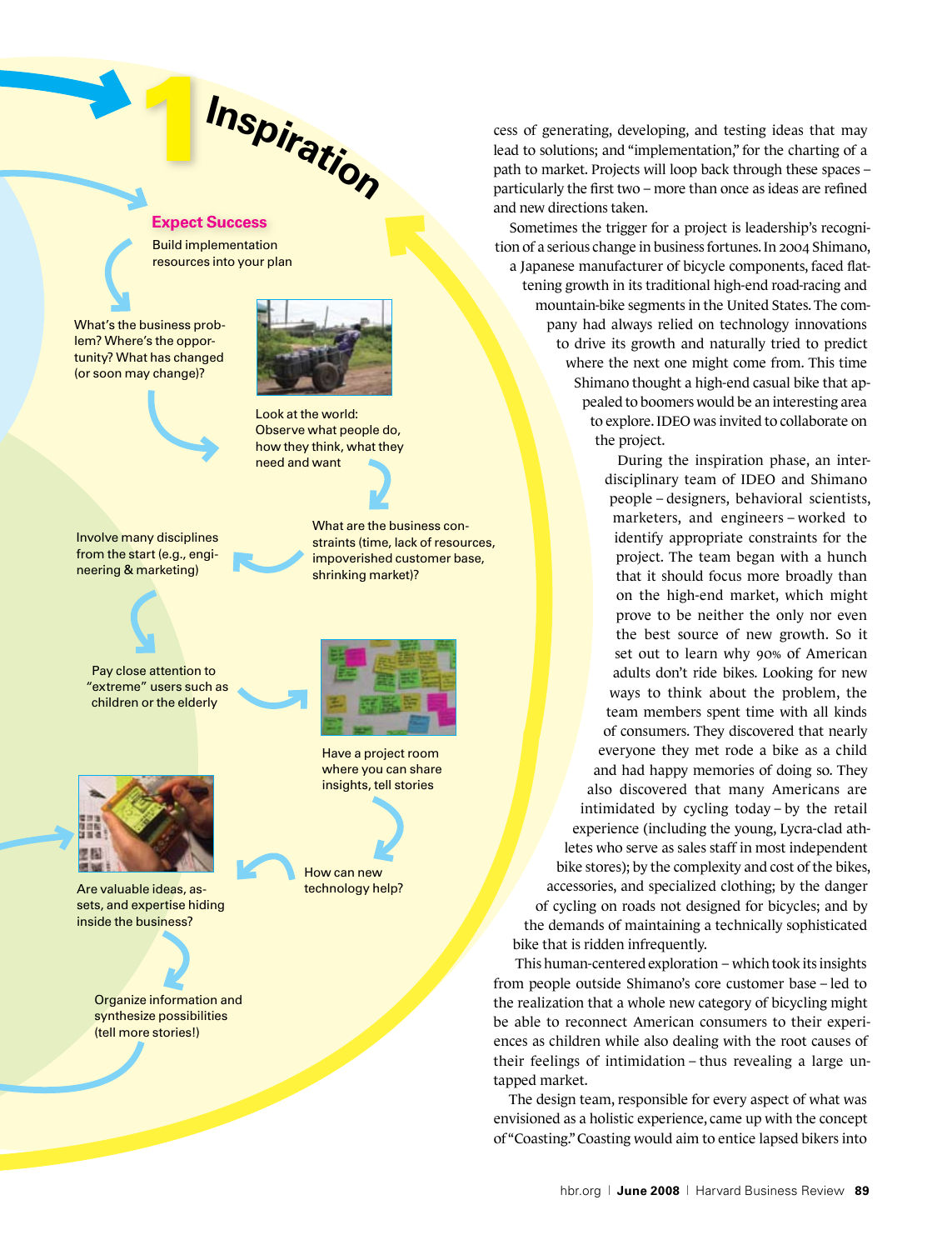# 1 Inspiration

**Expect Success**

Build implementation resources into your plan

What's the business problem? Where's the opportunity? What has changed (or soon may change)?

Look at the world: Observe what people do, how they think, what they need and want

What are the business constraints (time, lack of resources, impoverished customer base, shrinking market)?

Involve many disciplines from the start (e.g., engineering & marketing)

Pay close attention to "extreme" users such as children or the elderly

Have a project room where you can share insights, tell stories

How can new technology help?

Are valuable ideas, assets, and expertise hiding inside the business?

Organize information and synthesize possibilities (tell more stories!)

cess of generating, developing, and testing ideas that may lead to solutions; and "implementation," for the charting of a path to market. Projects will loop back through these spaces – particularly the first two – more than once as ideas are refined and new directions taken.

Sometimes the trigger for a project is leadership's recognition of a serious change in business fortunes. In 2004 Shimano, a Japanese manufacturer of bicycle components, faced flattening growth in its traditional high-end road-racing and mountain-bike segments in the United States. The company had always relied on technology innovations to drive its growth and naturally tried to predict where the next one might come from. This time Shimano thought a high-end casual bike that appealed to boomers would be an interesting area to explore. IDEO was invited to collaborate on the project.

During the inspiration phase, an interdisciplinary team of IDEO and Shimano people – designers, behavioral scientists, marketers, and engineers – worked to identify appropriate constraints for the project. The team began with a hunch that it should focus more broadly than on the high-end market, which might prove to be neither the only nor even the best source of new growth. So it set out to learn why 90% of American adults don't ride bikes. Looking for new ways to think about the problem, the team members spent time with all kinds of consumers. They discovered that nearly everyone they met rode a bike as a child and had happy memories of doing so. They also discovered that many Americans are intimidated by cycling today – by the retail experience (including the young, Lycra-clad athletes who serve as sales staff in most independent bike stores); by the complexity and cost of the bikes, accessories, and specialized clothing; by the danger of cycling on roads not designed for bicycles; and by the demands of maintaining a technically sophisticated bike that is ridden infrequently.

This human-centered exploration – which took its insights from people outside Shimano's core customer base – led to the realization that a whole new category of bicycling might be able to reconnect American consumers to their experiences as children while also dealing with the root causes of their feelings of intimidation – thus revealing a large untapped market.

The design team, responsible for every aspect of what was envisioned as a holistic experience, came up with the concept of "Coasting." Coasting would aim to entice lapsed bikers into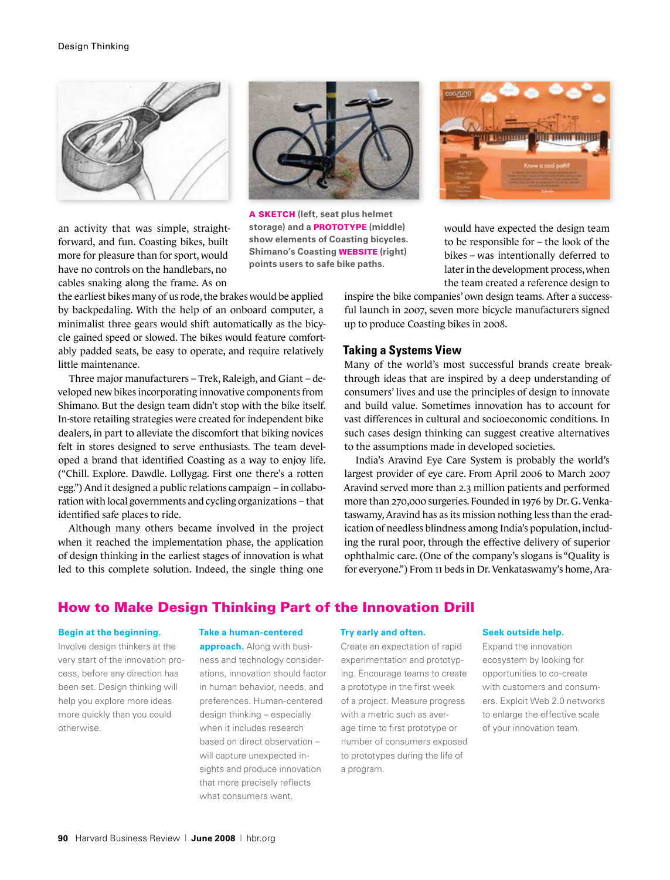an activity that was simple, straightforward, and fun. Coasting bikes, built more for pleasure than for sport, would have no controls on the handlebars, no cables snaking along the frame. As on the earliest bikes many of us rode, the brakes would be applied by backpedaling. With the help of an onboard computer, a minimalist three gears would shift automatically as the bicycle gained speed or slowed. The bikes would feature comfortably padded seats, be easy to operate, and require relatively little maintenance.

Three major manufacturers – Trek, Raleigh, and Giant – developed new bikes incorporating innovative components from Shimano. But the design team didn't stop with the bike itself. In-store retailing strategies were created for independent bike dealers, in part to alleviate the discomfort that biking novices felt in stores designed to serve enthusiasts. The team developed a brand that identified Coasting as a way to enjoy life. ("Chill. Explore. Dawdle. Lollygag. First one there's a rotten egg.") And it designed a public relations campaign – in collaboration with local governments and cycling organizations – that identified safe places to ride.

Although many others became involved in the project when it reached the implementation phase, the application of design thinking in the earliest stages of innovation is what led to this complete solution. Indeed, the single thing one would have expected the design team to be responsible for – the look of the bikes – was intentionally deferred to later in the development process, when the team created a reference design to inspire the bike companies' own design teams. After a successful launch in 2007, seven more bicycle manufacturers signed up to produce Coasting bikes in 2008.

**A SKETCH (left, seat plus helmet storage) and a PROTOTYPE (middle) show elements of Coasting bicycles. Shimano's Coasting WEBSITE (right) points users to safe bike paths.**

## Taking a Systems View

Many of the world's most successful brands create breakthrough ideas that are inspired by a deep understanding of consumers' lives and use the principles of design to innovate and build value. Sometimes innovation has to account for vast differences in cultural and socioeconomic conditions. In such cases design thinking can suggest creative alternatives to the assumptions made in developed societies.

India's Aravind Eye Care System is probably the world's largest provider of eye care. From April 2006 to March 2007 Aravind served more than 2.3 million patients and performed more than 270,000 surgeries. Founded in 1976 by Dr. G. Venkataswamy, Aravind has as its mission nothing less than the eradication of needless blindness among India's population, including the rural poor, through the effective delivery of superior ophthalmic care. (One of the company's slogans is "Quality is for everyone.") From 11 beds in Dr. Venkataswamy's home, Ara-

## How to Make Design Thinking Part of the Innovation Drill

**Begin at the beginning.** Involve design thinkers at the very start of the innovation process, before any direction has been set. Design thinking will help you explore more ideas more quickly than you could otherwise.

**Take a human-centered approach.** Along with business and technology considerations, innovation should factor in human behavior, needs, and preferences. Human-centered design thinking – especially when it includes research based on direct observation – will capture unexpected insights and produce innovation that more precisely reflects what consumers want.

**Try early and often.** Create an expectation of rapid experimentation and prototyping. Encourage teams to create a prototype in the first week of a project. Measure progress with a metric such as average time to first prototype or number of consumers exposed to prototypes during the life of a program.

**Seek outside help.** Expand the innovation ecosystem by looking for opportunities to co-create with customers and consumers. Exploit Web 2.0 networks to enlarge the effective scale of your innovation team.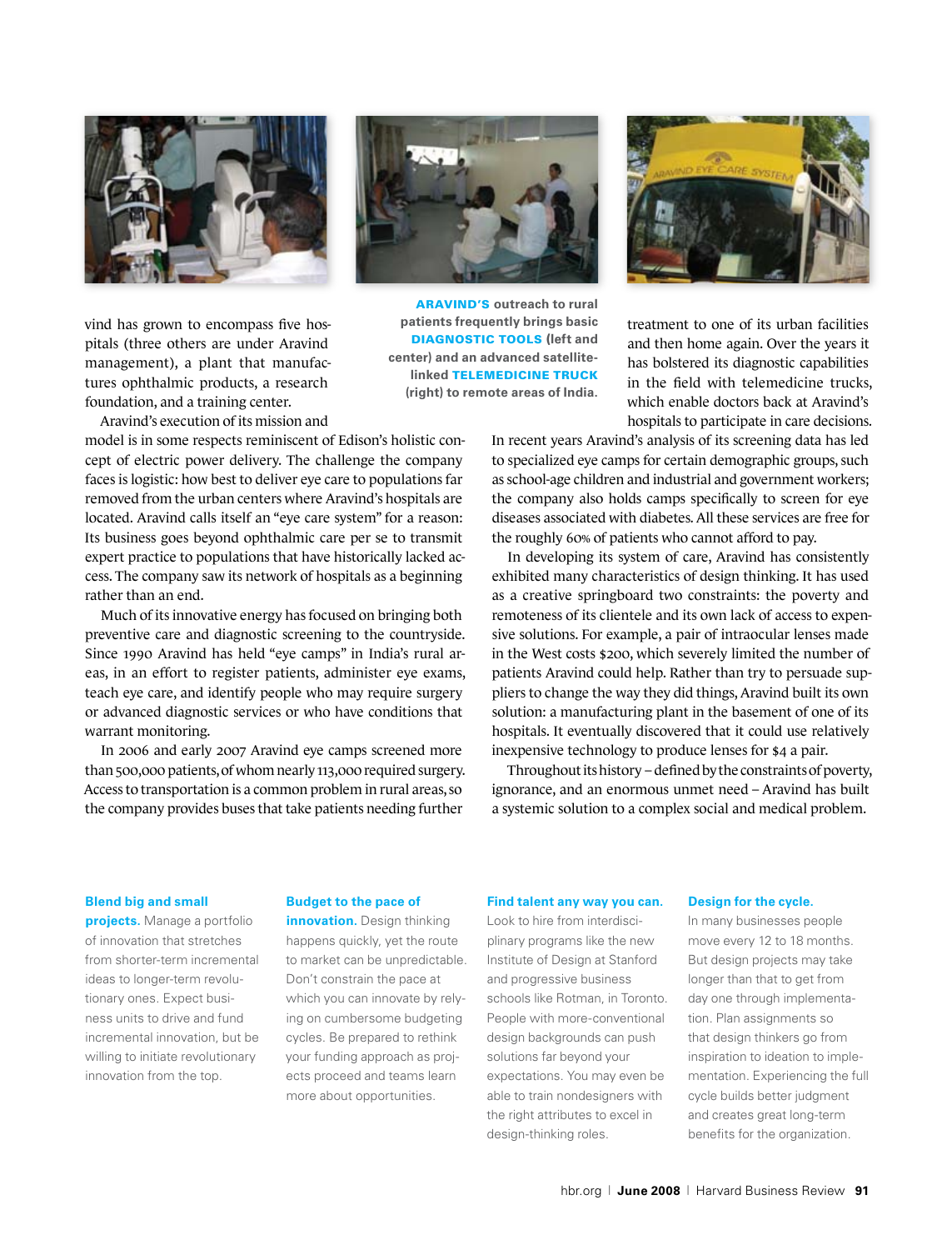**ARAVIND'S** outreach to rural patients frequently brings basic **DIAGNOSTIC TOOLS** (left and center) and an advanced satellite-linked **TELEMEDICINE TRUCK** (right) to remote areas of India.

vind has grown to encompass five hospitals (three others are under Aravind management), a plant that manufactures ophthalmic products, a research foundation, and a training center.

Aravind's execution of its mission and model is in some respects reminiscent of Edison's holistic concept of electric power delivery. The challenge the company faces is logistic: how best to deliver eye care to populations far removed from the urban centers where Aravind's hospitals are located. Aravind calls itself an "eye care system" for a reason: Its business goes beyond ophthalmic care per se to transmit expert practice to populations that have historically lacked access. The company saw its network of hospitals as a beginning rather than an end.

Much of its innovative energy has focused on bringing both preventive care and diagnostic screening to the countryside. Since 1990 Aravind has held "eye camps" in India's rural areas, in an effort to register patients, administer eye exams, teach eye care, and identify people who may require surgery or advanced diagnostic services or who have conditions that warrant monitoring.

In 2006 and early 2007 Aravind eye camps screened more than 500,000 patients, of whom nearly 113,000 required surgery. Access to transportation is a common problem in rural areas, so the company provides buses that take patients needing further treatment to one of its urban facilities and then home again. Over the years it has bolstered its diagnostic capabilities in the field with telemedicine trucks, which enable doctors back at Aravind's hospitals to participate in care decisions. In recent years Aravind's analysis of its screening data has led to specialized eye camps for certain demographic groups, such as school-age children and industrial and government workers; the company also holds camps specifically to screen for eye diseases associated with diabetes. All these services are free for the roughly 60% of patients who cannot afford to pay.

In developing its system of care, Aravind has consistently exhibited many characteristics of design thinking. It has used as a creative springboard two constraints: the poverty and remoteness of its clientele and its own lack of access to expensive solutions. For example, a pair of intraocular lenses made in the West costs $200, which severely limited the number of patients Aravind could help. Rather than try to persuade suppliers to change the way they did things, Aravind built its own solution: a manufacturing plant in the basement of one of its hospitals. It eventually discovered that it could use relatively inexpensive technology to produce lenses for $4 a pair.

Throughout its history – defined by the constraints of poverty, ignorance, and an enormous unmet need – Aravind has built a systemic solution to a complex social and medical problem.

**Blend big and small projects.** Manage a portfolio of innovation that stretches from shorter-term incremental ideas to longer-term revolutionary ones. Expect business units to drive and fund incremental innovation, but be willing to initiate revolutionary innovation from the top.

**Budget to the pace of innovation.** Design thinking happens quickly, yet the route to market can be unpredictable. Don't constrain the pace at which you can innovate by relying on cumbersome budgeting cycles. Be prepared to rethink your funding approach as projects proceed and teams learn more about opportunities.

**Find talent any way you can.** Look to hire from interdisciplinary programs like the new Institute of Design at Stanford and progressive business schools like Rotman, in Toronto. People with more-conventional design backgrounds can push solutions far beyond your expectations. You may even be able to train nondesigners with the right attributes to excel in design-thinking roles.

**Design for the cycle.** In many businesses people move every 12 to 18 months. But design projects may take longer than that to get from day one through implementation. Plan assignments so that design thinkers go from inspiration to ideation to implementation. Experiencing the full cycle builds better judgment and creates great long-term benefits for the organization.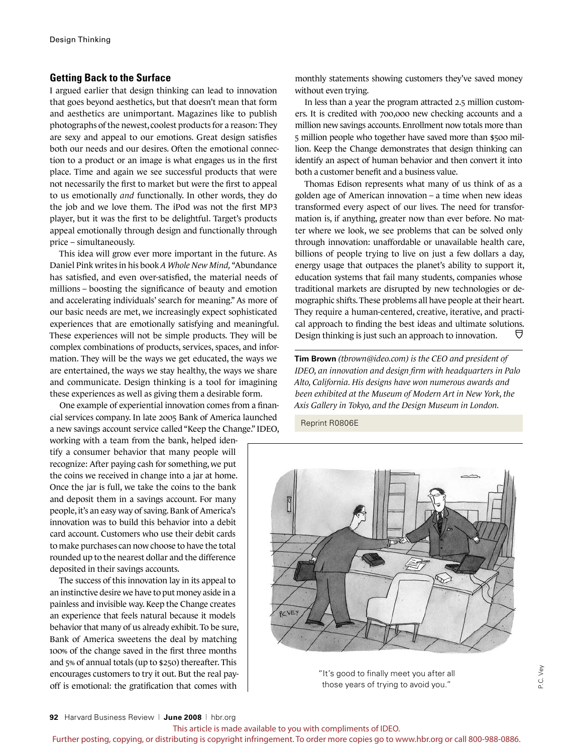## Getting Back to the Surface

I argued earlier that design thinking can lead to innovation that goes beyond aesthetics, but that doesn't mean that form and aesthetics are unimportant. Magazines like to publish photographs of the newest, coolest products for a reason: They are sexy and appeal to our emotions. Great design satisfies both our needs and our desires. Often the emotional connection to a product or an image is what engages us in the first place. Time and again we see successful products that were not necessarily the first to market but were the first to appeal to us emotionally *and* functionally. In other words, they do the job and we love them. The iPod was not the first MP3 player, but it was the first to be delightful. Target's products appeal emotionally through design and functionally through price – simultaneously.

This idea will grow ever more important in the future. As Daniel Pink writes in his book *A Whole New Mind,* "Abundance has satisfied, and even over-satisfied, the material needs of millions – boosting the significance of beauty and emotion and accelerating individuals' search for meaning." As more of our basic needs are met, we increasingly expect sophisticated experiences that are emotionally satisfying and meaningful. These experiences will not be simple products. They will be complex combinations of products, services, spaces, and information. They will be the ways we get educated, the ways we are entertained, the ways we stay healthy, the ways we share and communicate. Design thinking is a tool for imagining these experiences as well as giving them a desirable form.

One example of experiential innovation comes from a financial services company. In late 2005 Bank of America launched a new savings account service called "Keep the Change." IDEO, working with a team from the bank, helped identify a consumer behavior that many people will recognize: After paying cash for something, we put the coins we received in change into a jar at home. Once the jar is full, we take the coins to the bank and deposit them in a savings account. For many people, it's an easy way of saving. Bank of America's innovation was to build this behavior into a debit card account. Customers who use their debit cards to make purchases can now choose to have the total rounded up to the nearest dollar and the difference deposited in their savings accounts.

The success of this innovation lay in its appeal to an instinctive desire we have to put money aside in a painless and invisible way. Keep the Change creates an experience that feels natural because it models behavior that many of us already exhibit. To be sure, Bank of America sweetens the deal by matching 100% of the change saved in the first three months and 5% of annual totals (up to $250) thereafter. This encourages customers to try it out. But the real payoff is emotional: the gratification that comes with monthly statements showing customers they've saved money without even trying.

In less than a year the program attracted 2.5 million customers. It is credited with 700,000 new checking accounts and a million new savings accounts. Enrollment now totals more than 5 million people who together have saved more than $500 million. Keep the Change demonstrates that design thinking can identify an aspect of human behavior and then convert it into both a customer benefit and a business value.

Thomas Edison represents what many of us think of as a golden age of American innovation – a time when new ideas transformed every aspect of our lives. The need for transformation is, if anything, greater now than ever before. No matter where we look, we see problems that can be solved only through innovation: unaffordable or unavailable health care, billions of people trying to live on just a few dollars a day, energy usage that outpaces the planet's ability to support it, education systems that fail many students, companies whose traditional markets are disrupted by new technologies or demographic shifts. These problems all have people at their heart. They require a human-centered, creative, iterative, and practical approach to finding the best ideas and ultimate solutions. Design thinking is just such an approach to innovation.

**Tim Brown** *(tbrown@ideo.com) is the CEO and president of IDEO, an innovation and design firm with headquarters in Palo Alto, California. His designs have won numerous awards and been exhibited at the Museum of Modern Art in New York, the Axis Gallery in Tokyo, and the Design Museum in London.*

Reprint R0806E

"It's good to finally meet you after all those years of trying to avoid you."

P.C. Vey

This article is made available to you with compliments of IDEO.

Further posting, copying, or distributing is copyright infringement. To order more copies go to www.hbr.org or call 800-988-0886.